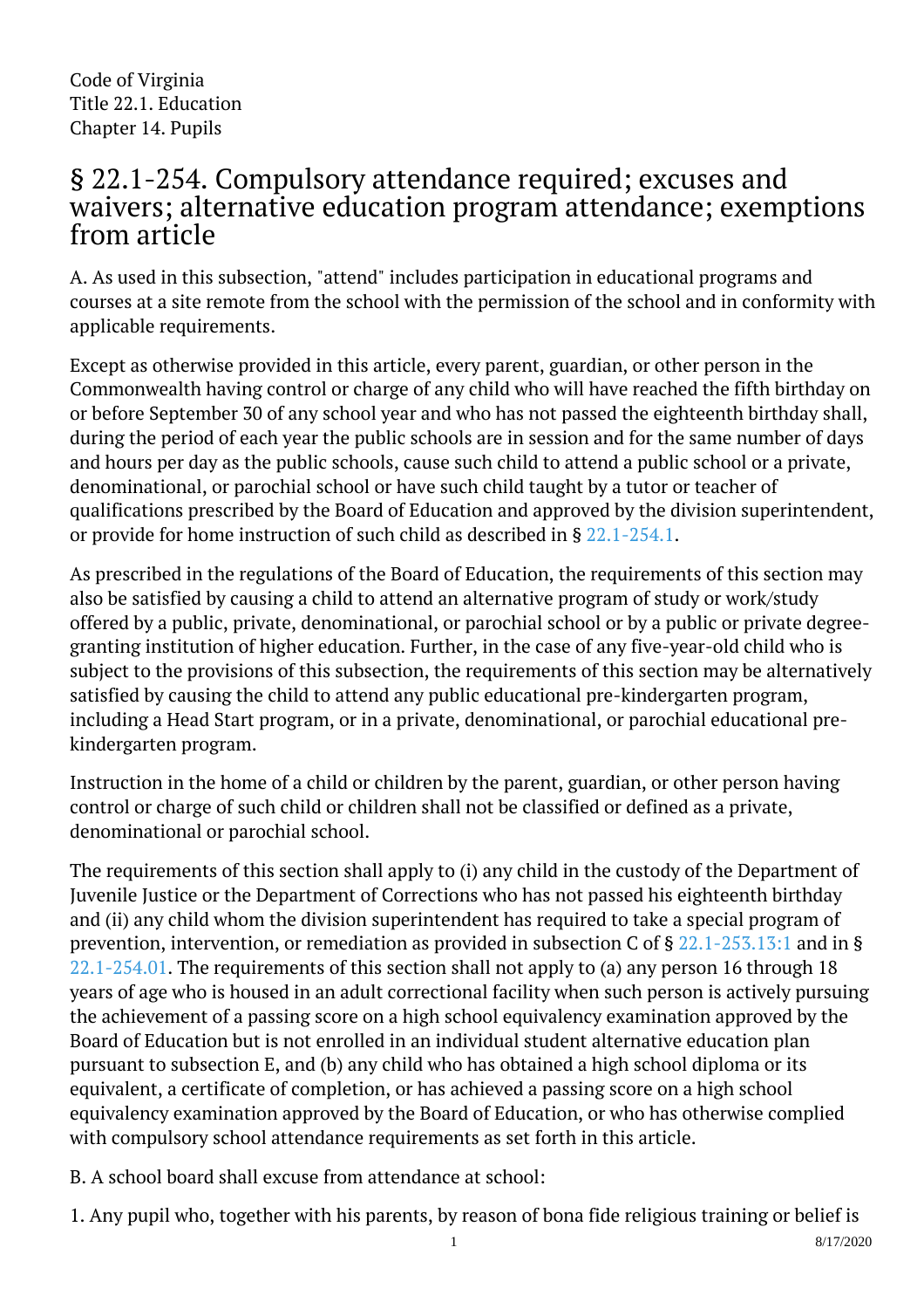Code of Virginia
Title 22.1. Education
Chapter 14. Pupils

# § 22.1-254. Compulsory attendance required; excuses and waivers; alternative education program attendance; exemptions from article

A. As used in this subsection, "attend" includes participation in educational programs and courses at a site remote from the school with the permission of the school and in conformity with applicable requirements.

Except as otherwise provided in this article, every parent, guardian, or other person in the Commonwealth having control or charge of any child who will have reached the fifth birthday on or before September 30 of any school year and who has not passed the eighteenth birthday shall, during the period of each year the public schools are in session and for the same number of days and hours per day as the public schools, cause such child to attend a public school or a private, denominational, or parochial school or have such child taught by a tutor or teacher of qualifications prescribed by the Board of Education and approved by the division superintendent, or provide for home instruction of such child as described in § 22.1-254.1.

As prescribed in the regulations of the Board of Education, the requirements of this section may also be satisfied by causing a child to attend an alternative program of study or work/study offered by a public, private, denominational, or parochial school or by a public or private degree-granting institution of higher education. Further, in the case of any five-year-old child who is subject to the provisions of this subsection, the requirements of this section may be alternatively satisfied by causing the child to attend any public educational pre-kindergarten program, including a Head Start program, or in a private, denominational, or parochial educational pre-kindergarten program.

Instruction in the home of a child or children by the parent, guardian, or other person having control or charge of such child or children shall not be classified or defined as a private, denominational or parochial school.

The requirements of this section shall apply to (i) any child in the custody of the Department of Juvenile Justice or the Department of Corrections who has not passed his eighteenth birthday and (ii) any child whom the division superintendent has required to take a special program of prevention, intervention, or remediation as provided in subsection C of § 22.1-253.13:1 and in § 22.1-254.01. The requirements of this section shall not apply to (a) any person 16 through 18 years of age who is housed in an adult correctional facility when such person is actively pursuing the achievement of a passing score on a high school equivalency examination approved by the Board of Education but is not enrolled in an individual student alternative education plan pursuant to subsection E, and (b) any child who has obtained a high school diploma or its equivalent, a certificate of completion, or has achieved a passing score on a high school equivalency examination approved by the Board of Education, or who has otherwise complied with compulsory school attendance requirements as set forth in this article.

B. A school board shall excuse from attendance at school:

1. Any pupil who, together with his parents, by reason of bona fide religious training or belief is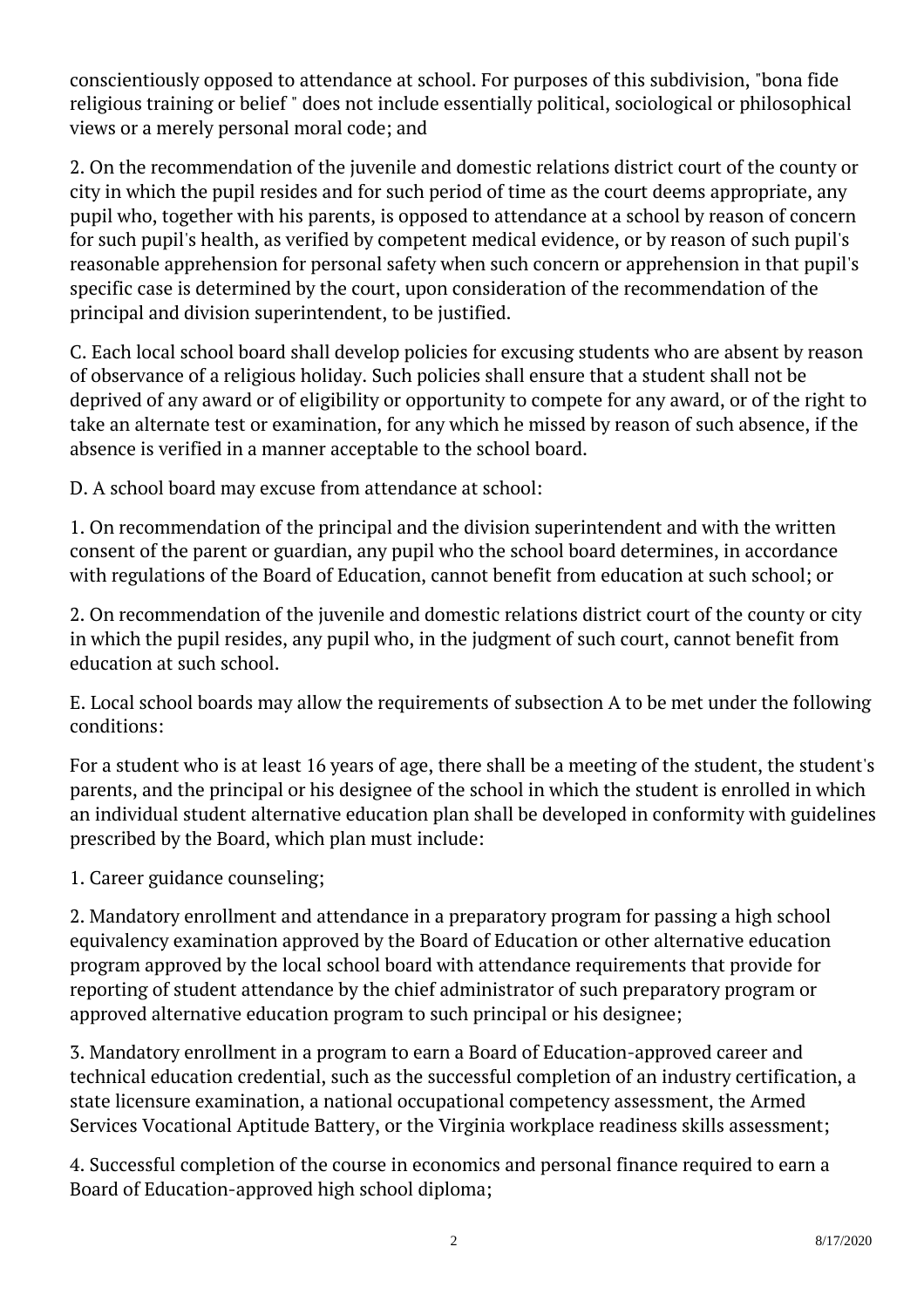conscientiously opposed to attendance at school. For purposes of this subdivision, "bona fide religious training or belief " does not include essentially political, sociological or philosophical views or a merely personal moral code; and

2. On the recommendation of the juvenile and domestic relations district court of the county or city in which the pupil resides and for such period of time as the court deems appropriate, any pupil who, together with his parents, is opposed to attendance at a school by reason of concern for such pupil's health, as verified by competent medical evidence, or by reason of such pupil's reasonable apprehension for personal safety when such concern or apprehension in that pupil's specific case is determined by the court, upon consideration of the recommendation of the principal and division superintendent, to be justified.

C. Each local school board shall develop policies for excusing students who are absent by reason of observance of a religious holiday. Such policies shall ensure that a student shall not be deprived of any award or of eligibility or opportunity to compete for any award, or of the right to take an alternate test or examination, for any which he missed by reason of such absence, if the absence is verified in a manner acceptable to the school board.

D. A school board may excuse from attendance at school:

1. On recommendation of the principal and the division superintendent and with the written consent of the parent or guardian, any pupil who the school board determines, in accordance with regulations of the Board of Education, cannot benefit from education at such school; or

2. On recommendation of the juvenile and domestic relations district court of the county or city in which the pupil resides, any pupil who, in the judgment of such court, cannot benefit from education at such school.

E. Local school boards may allow the requirements of subsection A to be met under the following conditions:

For a student who is at least 16 years of age, there shall be a meeting of the student, the student's parents, and the principal or his designee of the school in which the student is enrolled in which an individual student alternative education plan shall be developed in conformity with guidelines prescribed by the Board, which plan must include:

1. Career guidance counseling;

2. Mandatory enrollment and attendance in a preparatory program for passing a high school equivalency examination approved by the Board of Education or other alternative education program approved by the local school board with attendance requirements that provide for reporting of student attendance by the chief administrator of such preparatory program or approved alternative education program to such principal or his designee;

3. Mandatory enrollment in a program to earn a Board of Education-approved career and technical education credential, such as the successful completion of an industry certification, a state licensure examination, a national occupational competency assessment, the Armed Services Vocational Aptitude Battery, or the Virginia workplace readiness skills assessment;

4. Successful completion of the course in economics and personal finance required to earn a Board of Education-approved high school diploma;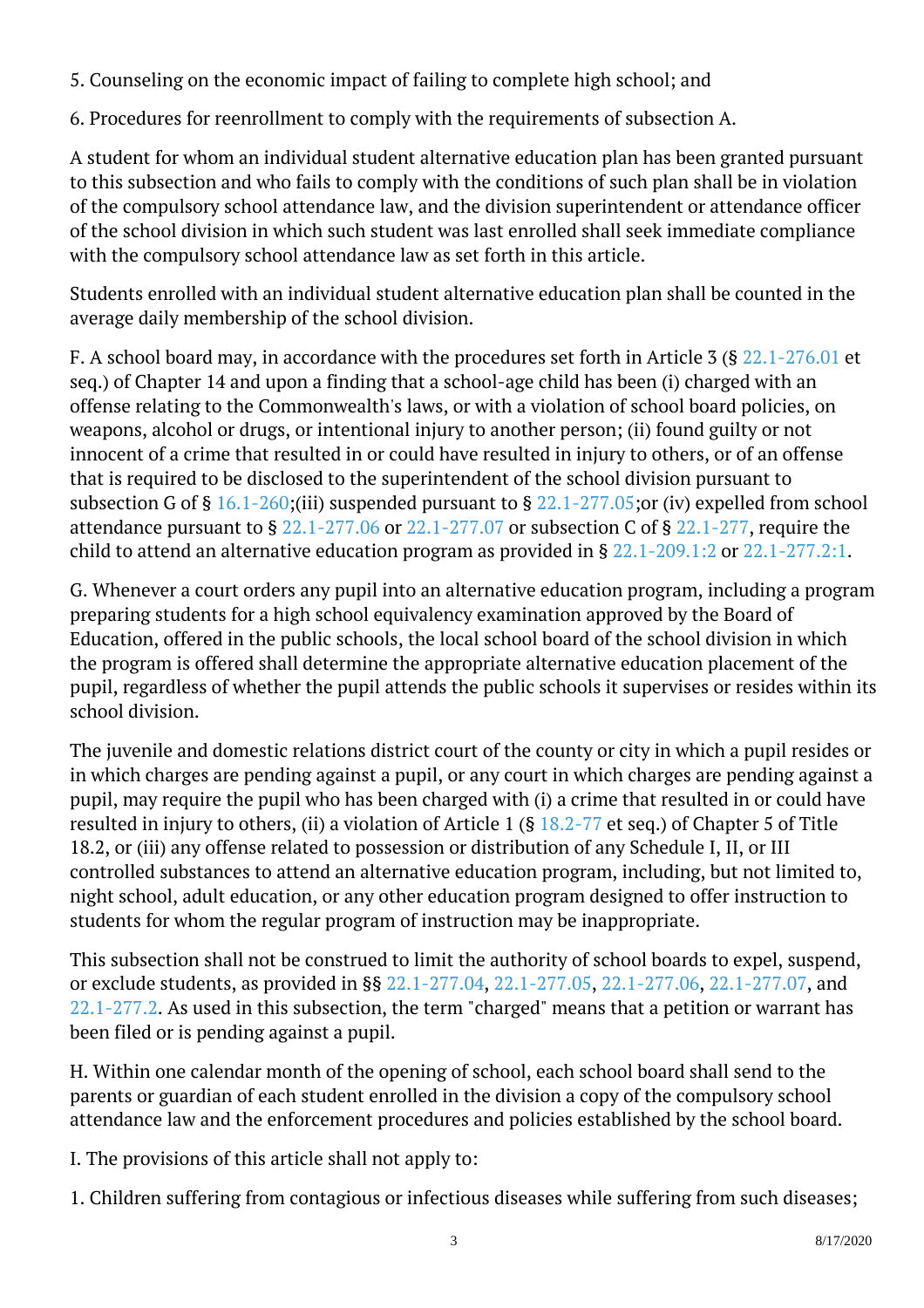5. Counseling on the economic impact of failing to complete high school; and

6. Procedures for reenrollment to comply with the requirements of subsection A.

A student for whom an individual student alternative education plan has been granted pursuant to this subsection and who fails to comply with the conditions of such plan shall be in violation of the compulsory school attendance law, and the division superintendent or attendance officer of the school division in which such student was last enrolled shall seek immediate compliance with the compulsory school attendance law as set forth in this article.

Students enrolled with an individual student alternative education plan shall be counted in the average daily membership of the school division.

F. A school board may, in accordance with the procedures set forth in Article 3 (§ 22.1-276.01 et seq.) of Chapter 14 and upon a finding that a school-age child has been (i) charged with an offense relating to the Commonwealth's laws, or with a violation of school board policies, on weapons, alcohol or drugs, or intentional injury to another person; (ii) found guilty or not innocent of a crime that resulted in or could have resulted in injury to others, or of an offense that is required to be disclosed to the superintendent of the school division pursuant to subsection G of § 16.1-260;(iii) suspended pursuant to § 22.1-277.05;or (iv) expelled from school attendance pursuant to § 22.1-277.06 or 22.1-277.07 or subsection C of § 22.1-277, require the child to attend an alternative education program as provided in § 22.1-209.1:2 or 22.1-277.2:1.

G. Whenever a court orders any pupil into an alternative education program, including a program preparing students for a high school equivalency examination approved by the Board of Education, offered in the public schools, the local school board of the school division in which the program is offered shall determine the appropriate alternative education placement of the pupil, regardless of whether the pupil attends the public schools it supervises or resides within its school division.

The juvenile and domestic relations district court of the county or city in which a pupil resides or in which charges are pending against a pupil, or any court in which charges are pending against a pupil, may require the pupil who has been charged with (i) a crime that resulted in or could have resulted in injury to others, (ii) a violation of Article 1 (§ 18.2-77 et seq.) of Chapter 5 of Title 18.2, or (iii) any offense related to possession or distribution of any Schedule I, II, or III controlled substances to attend an alternative education program, including, but not limited to, night school, adult education, or any other education program designed to offer instruction to students for whom the regular program of instruction may be inappropriate.

This subsection shall not be construed to limit the authority of school boards to expel, suspend, or exclude students, as provided in §§ 22.1-277.04, 22.1-277.05, 22.1-277.06, 22.1-277.07, and 22.1-277.2. As used in this subsection, the term "charged" means that a petition or warrant has been filed or is pending against a pupil.

H. Within one calendar month of the opening of school, each school board shall send to the parents or guardian of each student enrolled in the division a copy of the compulsory school attendance law and the enforcement procedures and policies established by the school board.

I. The provisions of this article shall not apply to:

1. Children suffering from contagious or infectious diseases while suffering from such diseases;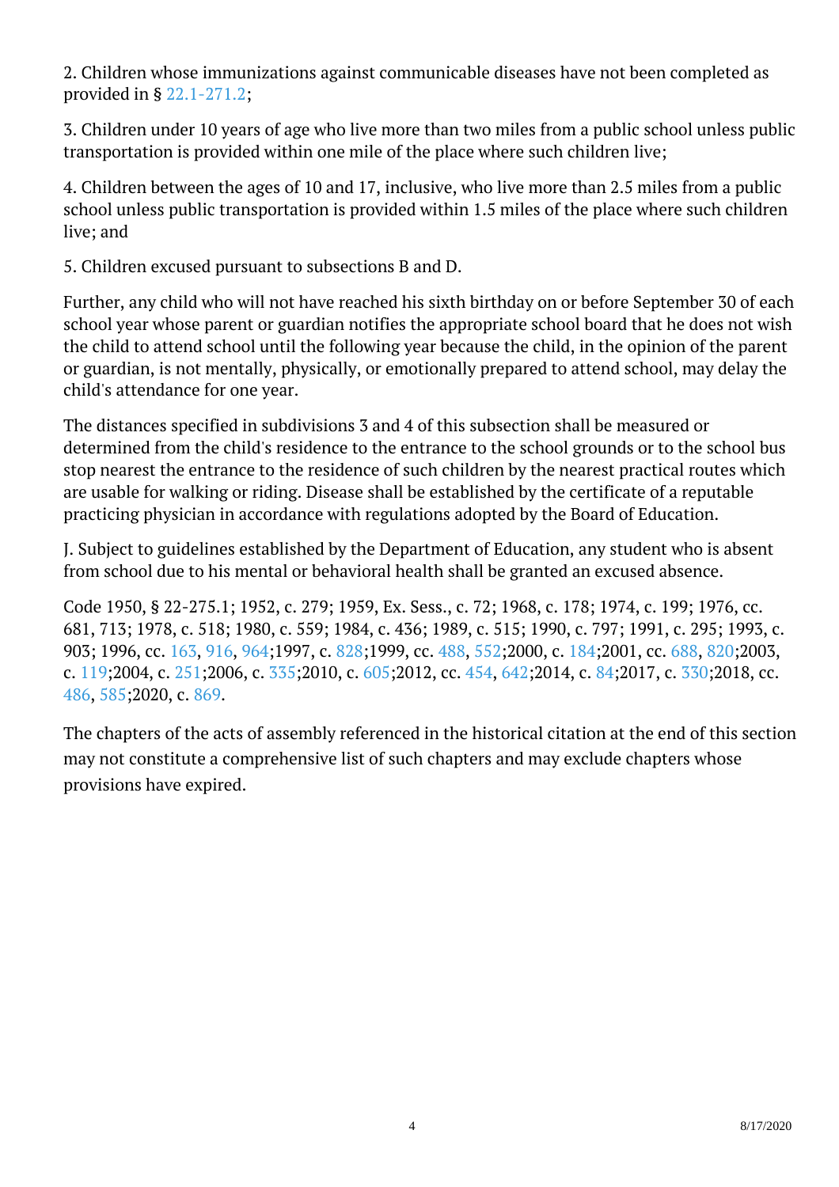2. Children whose immunizations against communicable diseases have not been completed as provided in § 22.1-271.2;

3. Children under 10 years of age who live more than two miles from a public school unless public transportation is provided within one mile of the place where such children live;

4. Children between the ages of 10 and 17, inclusive, who live more than 2.5 miles from a public school unless public transportation is provided within 1.5 miles of the place where such children live; and

5. Children excused pursuant to subsections B and D.

Further, any child who will not have reached his sixth birthday on or before September 30 of each school year whose parent or guardian notifies the appropriate school board that he does not wish the child to attend school until the following year because the child, in the opinion of the parent or guardian, is not mentally, physically, or emotionally prepared to attend school, may delay the child's attendance for one year.

The distances specified in subdivisions 3 and 4 of this subsection shall be measured or determined from the child's residence to the entrance to the school grounds or to the school bus stop nearest the entrance to the residence of such children by the nearest practical routes which are usable for walking or riding. Disease shall be established by the certificate of a reputable practicing physician in accordance with regulations adopted by the Board of Education.

J. Subject to guidelines established by the Department of Education, any student who is absent from school due to his mental or behavioral health shall be granted an excused absence.

Code 1950, § 22-275.1; 1952, c. 279; 1959, Ex. Sess., c. 72; 1968, c. 178; 1974, c. 199; 1976, cc. 681, 713; 1978, c. 518; 1980, c. 559; 1984, c. 436; 1989, c. 515; 1990, c. 797; 1991, c. 295; 1993, c. 903; 1996, cc. 163, 916, 964;1997, c. 828;1999, cc. 488, 552;2000, c. 184;2001, cc. 688, 820;2003, c. 119;2004, c. 251;2006, c. 335;2010, c. 605;2012, cc. 454, 642;2014, c. 84;2017, c. 330;2018, cc. 486, 585;2020, c. 869.

The chapters of the acts of assembly referenced in the historical citation at the end of this section may not constitute a comprehensive list of such chapters and may exclude chapters whose provisions have expired.